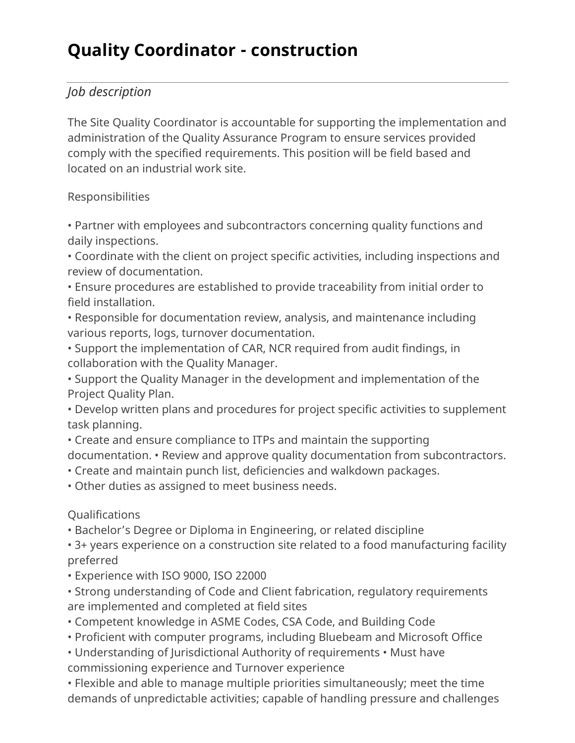# Quality Coordinator - construction

---

*Job description*

The Site Quality Coordinator is accountable for supporting the implementation and administration of the Quality Assurance Program to ensure services provided comply with the specified requirements. This position will be field based and located on an industrial work site.

Responsibilities

• Partner with employees and subcontractors concerning quality functions and daily inspections.
• Coordinate with the client on project specific activities, including inspections and review of documentation.
• Ensure procedures are established to provide traceability from initial order to field installation.
• Responsible for documentation review, analysis, and maintenance including various reports, logs, turnover documentation.
• Support the implementation of CAR, NCR required from audit findings, in collaboration with the Quality Manager.
• Support the Quality Manager in the development and implementation of the Project Quality Plan.
• Develop written plans and procedures for project specific activities to supplement task planning.
• Create and ensure compliance to ITPs and maintain the supporting documentation. • Review and approve quality documentation from subcontractors.
• Create and maintain punch list, deficiencies and walkdown packages.
• Other duties as assigned to meet business needs.

Qualifications
• Bachelor's Degree or Diploma in Engineering, or related discipline
• 3+ years experience on a construction site related to a food manufacturing facility preferred
• Experience with ISO 9000, ISO 22000
• Strong understanding of Code and Client fabrication, regulatory requirements are implemented and completed at field sites
• Competent knowledge in ASME Codes, CSA Code, and Building Code
• Proficient with computer programs, including Bluebeam and Microsoft Office
• Understanding of Jurisdictional Authority of requirements • Must have commissioning experience and Turnover experience
• Flexible and able to manage multiple priorities simultaneously; meet the time demands of unpredictable activities; capable of handling pressure and challenges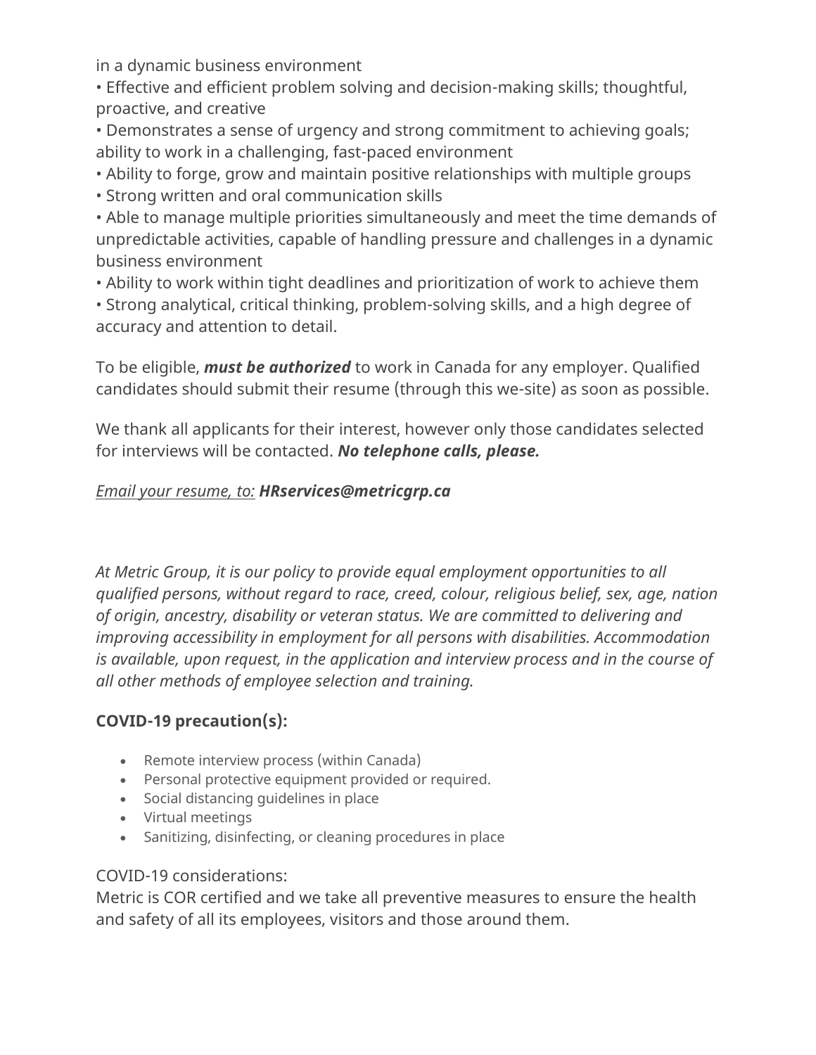in a dynamic business environment

• Effective and efficient problem solving and decision-making skills; thoughtful, proactive, and creative
• Demonstrates a sense of urgency and strong commitment to achieving goals; ability to work in a challenging, fast-paced environment
• Ability to forge, grow and maintain positive relationships with multiple groups
• Strong written and oral communication skills
• Able to manage multiple priorities simultaneously and meet the time demands of unpredictable activities, capable of handling pressure and challenges in a dynamic business environment
• Ability to work within tight deadlines and prioritization of work to achieve them
• Strong analytical, critical thinking, problem-solving skills, and a high degree of accuracy and attention to detail.

To be eligible, ***must be authorized*** to work in Canada for any employer. Qualified candidates should submit their resume (through this we-site) as soon as possible.

We thank all applicants for their interest, however only those candidates selected for interviews will be contacted. ***No telephone calls, please.***

<u>*Email your resume, to:*</u> ***HRservices@metricgrp.ca***

*At Metric Group, it is our policy to provide equal employment opportunities to all qualified persons, without regard to race, creed, colour, religious belief, sex, age, nation of origin, ancestry, disability or veteran status. We are committed to delivering and improving accessibility in employment for all persons with disabilities. Accommodation is available, upon request, in the application and interview process and in the course of all other methods of employee selection and training.*

**COVID-19 precaution(s):**

- Remote interview process (within Canada)
- Personal protective equipment provided or required.
- Social distancing guidelines in place
- Virtual meetings
- Sanitizing, disinfecting, or cleaning procedures in place

COVID-19 considerations:
Metric is COR certified and we take all preventive measures to ensure the health and safety of all its employees, visitors and those around them.